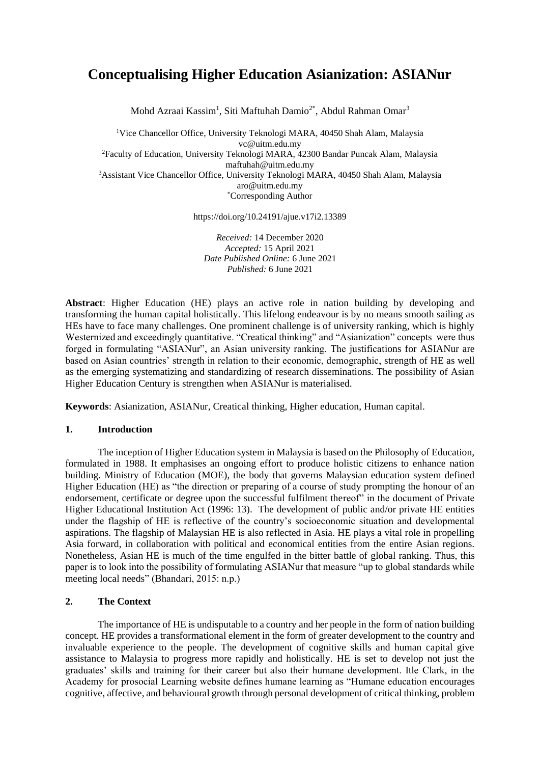# Conceptualising Higher Education Asianization: ASIANur

Mohd Azraai Kassim[1], Siti Maftuhah Damio[2*], Abdul Rahman Omar[3]

[1]Vice Chancellor Office, University Teknologi MARA, 40450 Shah Alam, Malaysia
vc@uitm.edu.my
[2]Faculty of Education, University Teknologi MARA, 42300 Bandar Puncak Alam, Malaysia
maftuhah@uitm.edu.my
[3]Assistant Vice Chancellor Office, University Teknologi MARA, 40450 Shah Alam, Malaysia
aro@uitm.edu.my
[*]Corresponding Author

https://doi.org/10.24191/ajue.v17i2.13389

*Received:* 14 December 2020
*Accepted:* 15 April 2021
*Date Published Online:* 6 June 2021
*Published:* 6 June 2021

**Abstract**: Higher Education (HE) plays an active role in nation building by developing and transforming the human capital holistically. This lifelong endeavour is by no means smooth sailing as HEs have to face many challenges. One prominent challenge is of university ranking, which is highly Westernized and exceedingly quantitative. "Creatical thinking" and "Asianization" concepts were thus forged in formulating "ASIANur", an Asian university ranking. The justifications for ASIANur are based on Asian countries' strength in relation to their economic, demographic, strength of HE as well as the emerging systematizing and standardizing of research disseminations. The possibility of Asian Higher Education Century is strengthen when ASIANur is materialised.

**Keywords**: Asianization, ASIANur, Creatical thinking, Higher education, Human capital.

## 1. Introduction

The inception of Higher Education system in Malaysia is based on the Philosophy of Education, formulated in 1988. It emphasises an ongoing effort to produce holistic citizens to enhance nation building. Ministry of Education (MOE), the body that governs Malaysian education system defined Higher Education (HE) as "the direction or preparing of a course of study prompting the honour of an endorsement, certificate or degree upon the successful fulfilment thereof" in the document of Private Higher Educational Institution Act (1996: 13). The development of public and/or private HE entities under the flagship of HE is reflective of the country's socioeconomic situation and developmental aspirations. The flagship of Malaysian HE is also reflected in Asia. HE plays a vital role in propelling Asia forward, in collaboration with political and economical entities from the entire Asian regions. Nonetheless, Asian HE is much of the time engulfed in the bitter battle of global ranking. Thus, this paper is to look into the possibility of formulating ASIANur that measure "up to global standards while meeting local needs" (Bhandari, 2015: n.p.)

## 2. The Context

The importance of HE is undisputable to a country and her people in the form of nation building concept. HE provides a transformational element in the form of greater development to the country and invaluable experience to the people. The development of cognitive skills and human capital give assistance to Malaysia to progress more rapidly and holistically. HE is set to develop not just the graduates' skills and training for their career but also their humane development. Itle Clark, in the Academy for prosocial Learning website defines humane learning as "Humane education encourages cognitive, affective, and behavioural growth through personal development of critical thinking, problem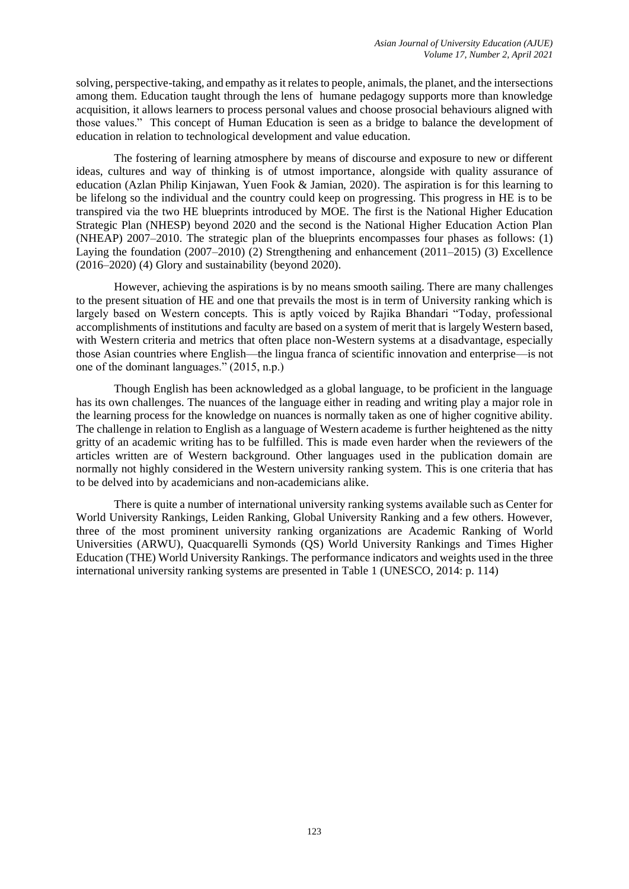solving, perspective-taking, and empathy as it relates to people, animals, the planet, and the intersections among them. Education taught through the lens of humane pedagogy supports more than knowledge acquisition, it allows learners to process personal values and choose prosocial behaviours aligned with those values." This concept of Human Education is seen as a bridge to balance the development of education in relation to technological development and value education.

The fostering of learning atmosphere by means of discourse and exposure to new or different ideas, cultures and way of thinking is of utmost importance, alongside with quality assurance of education (Azlan Philip Kinjawan, Yuen Fook & Jamian, 2020). The aspiration is for this learning to be lifelong so the individual and the country could keep on progressing. This progress in HE is to be transpired via the two HE blueprints introduced by MOE. The first is the National Higher Education Strategic Plan (NHESP) beyond 2020 and the second is the National Higher Education Action Plan (NHEAP) 2007–2010. The strategic plan of the blueprints encompasses four phases as follows: (1) Laying the foundation (2007–2010) (2) Strengthening and enhancement (2011–2015) (3) Excellence (2016–2020) (4) Glory and sustainability (beyond 2020).

However, achieving the aspirations is by no means smooth sailing. There are many challenges to the present situation of HE and one that prevails the most is in term of University ranking which is largely based on Western concepts. This is aptly voiced by Rajika Bhandari "Today, professional accomplishments of institutions and faculty are based on a system of merit that is largely Western based, with Western criteria and metrics that often place non-Western systems at a disadvantage, especially those Asian countries where English—the lingua franca of scientific innovation and enterprise—is not one of the dominant languages." (2015, n.p.)

Though English has been acknowledged as a global language, to be proficient in the language has its own challenges. The nuances of the language either in reading and writing play a major role in the learning process for the knowledge on nuances is normally taken as one of higher cognitive ability. The challenge in relation to English as a language of Western academe is further heightened as the nitty gritty of an academic writing has to be fulfilled. This is made even harder when the reviewers of the articles written are of Western background. Other languages used in the publication domain are normally not highly considered in the Western university ranking system. This is one criteria that has to be delved into by academicians and non-academicians alike.

There is quite a number of international university ranking systems available such as Center for World University Rankings, Leiden Ranking, Global University Ranking and a few others. However, three of the most prominent university ranking organizations are Academic Ranking of World Universities (ARWU), Quacquarelli Symonds (QS) World University Rankings and Times Higher Education (THE) World University Rankings. The performance indicators and weights used in the three international university ranking systems are presented in Table 1 (UNESCO, 2014: p. 114)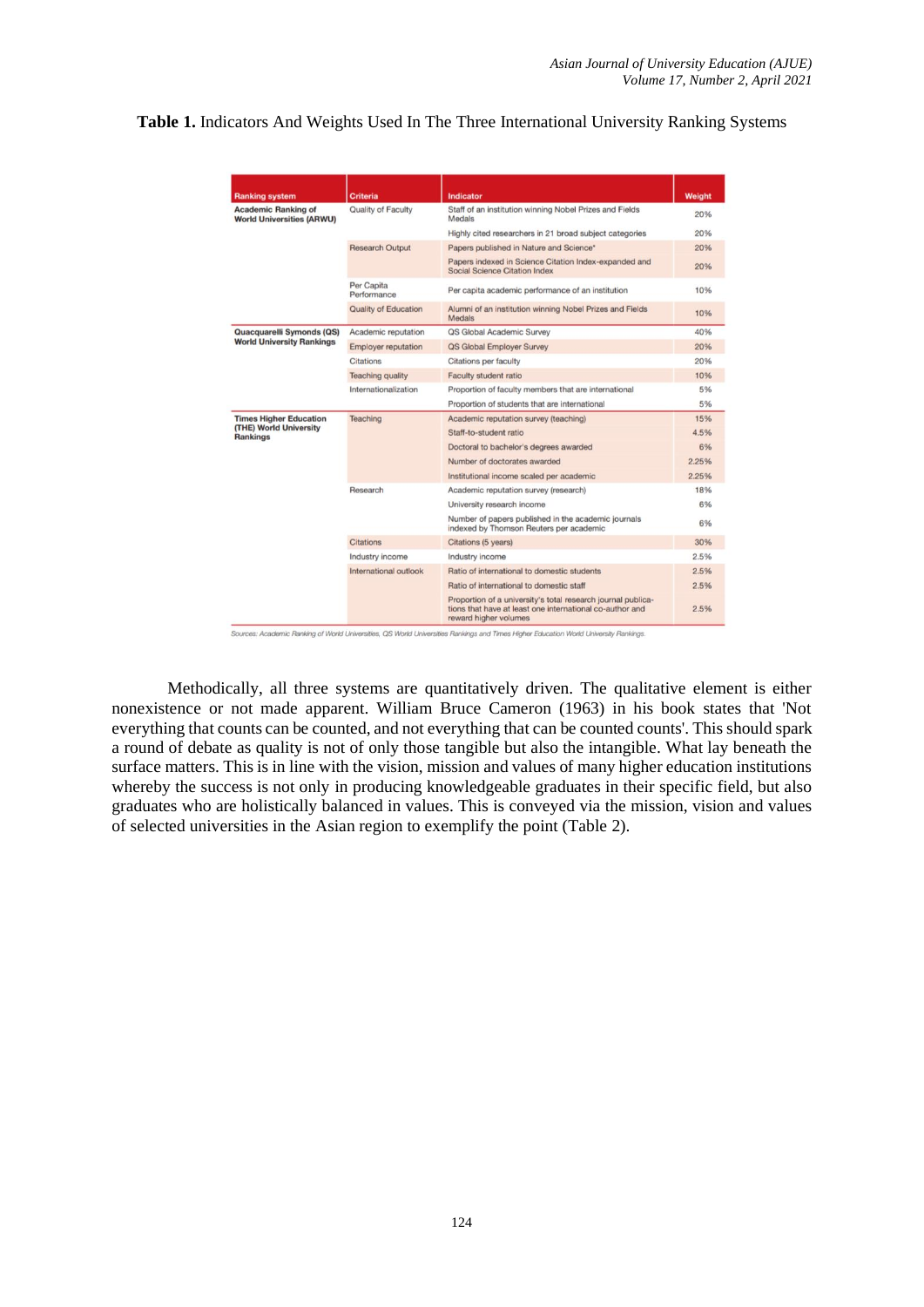**Table 1.** Indicators And Weights Used In The Three International University Ranking Systems

| Ranking system | Criteria | Indicator | Weight |
|---|---|---|---|
| **Academic Ranking of World Universities (ARWU)** | Quality of Faculty | Staff of an institution winning Nobel Prizes and Fields Medals | 20% |
| | | Highly cited researchers in 21 broad subject categories | 20% |
| | Research Output | Papers published in Nature and Science* | 20% |
| | | Papers indexed in Science Citation Index-expanded and Social Science Citation Index | 20% |
| | Per Capita Performance | Per capita academic performance of an institution | 10% |
| | Quality of Education | Alumni of an institution winning Nobel Prizes and Fields Medals | 10% |
| **Quacquarelli Symonds (QS) World University Rankings** | Academic reputation | QS Global Academic Survey | 40% |
| | Employer reputation | QS Global Employer Survey | 20% |
| | Citations | Citations per faculty | 20% |
| | Teaching quality | Faculty student ratio | 10% |
| | Internationalization | Proportion of faculty members that are international | 5% |
| | | Proportion of students that are international | 5% |
| **Times Higher Education (THE) World University Rankings** | Teaching | Academic reputation survey (teaching) | 15% |
| | | Staff-to-student ratio | 4.5% |
| | | Doctoral to bachelor's degrees awarded | 6% |
| | | Number of doctorates awarded | 2.25% |
| | | Institutional income scaled per academic | 2.25% |
| | Research | Academic reputation survey (research) | 18% |
| | | University research income | 6% |
| | | Number of papers published in the academic journals indexed by Thomson Reuters per academic | 6% |
| | Citations | Citations (5 years) | 30% |
| | Industry income | Industry income | 2.5% |
| | International outlook | Ratio of international to domestic students | 2.5% |
| | | Ratio of international to domestic staff | 2.5% |
| | | Proportion of a university's total research journal publications that have at least one international co-author and reward higher volumes | 2.5% |

*Sources: Academic Ranking of World Universities, QS World Universities Rankings and Times Higher Education World University Rankings.*

Methodically, all three systems are quantitatively driven. The qualitative element is either nonexistence or not made apparent. William Bruce Cameron (1963) in his book states that 'Not everything that counts can be counted, and not everything that can be counted counts'. This should spark a round of debate as quality is not of only those tangible but also the intangible. What lay beneath the surface matters. This is in line with the vision, mission and values of many higher education institutions whereby the success is not only in producing knowledgeable graduates in their specific field, but also graduates who are holistically balanced in values. This is conveyed via the mission, vision and values of selected universities in the Asian region to exemplify the point (Table 2).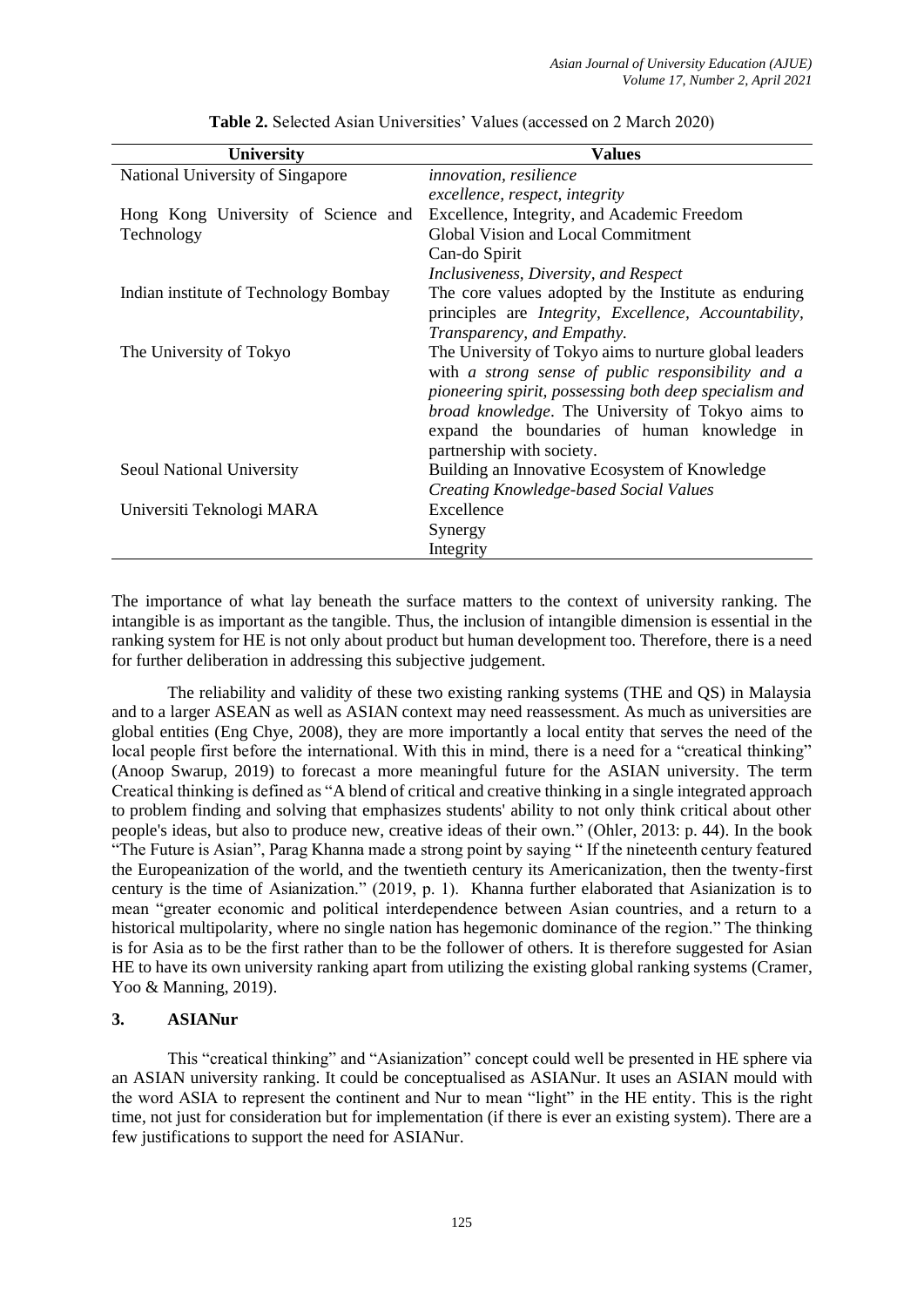**Table 2.** Selected Asian Universities' Values (accessed on 2 March 2020)

| University | Values |
|---|---|
| National University of Singapore | *innovation, resilience*<br>*excellence, respect, integrity* |
| Hong Kong University of Science and Technology | Excellence, Integrity, and Academic Freedom<br>Global Vision and Local Commitment<br>Can-do Spirit<br>*Inclusiveness, Diversity, and Respect* |
| Indian institute of Technology Bombay | The core values adopted by the Institute as enduring principles are *Integrity, Excellence, Accountability, Transparency, and Empathy.* |
| The University of Tokyo | The University of Tokyo aims to nurture global leaders with *a strong sense of public responsibility and a pioneering spirit, possessing both deep specialism and broad knowledge*. The University of Tokyo aims to expand the boundaries of human knowledge in partnership with society. |
| Seoul National University | Building an Innovative Ecosystem of Knowledge<br>*Creating Knowledge-based Social Values* |
| Universiti Teknologi MARA | Excellence<br>Synergy<br>Integrity |

The importance of what lay beneath the surface matters to the context of university ranking. The intangible is as important as the tangible. Thus, the inclusion of intangible dimension is essential in the ranking system for HE is not only about product but human development too. Therefore, there is a need for further deliberation in addressing this subjective judgement.

The reliability and validity of these two existing ranking systems (THE and QS) in Malaysia and to a larger ASEAN as well as ASIAN context may need reassessment. As much as universities are global entities (Eng Chye, 2008), they are more importantly a local entity that serves the need of the local people first before the international. With this in mind, there is a need for a "creatical thinking" (Anoop Swarup, 2019) to forecast a more meaningful future for the ASIAN university. The term Creatical thinking is defined as "A blend of critical and creative thinking in a single integrated approach to problem finding and solving that emphasizes students' ability to not only think critical about other people's ideas, but also to produce new, creative ideas of their own." (Ohler, 2013: p. 44). In the book "The Future is Asian", Parag Khanna made a strong point by saying " If the nineteenth century featured the Europeanization of the world, and the twentieth century its Americanization, then the twenty-first century is the time of Asianization." (2019, p. 1). Khanna further elaborated that Asianization is to mean "greater economic and political interdependence between Asian countries, and a return to a historical multipolarity, where no single nation has hegemonic dominance of the region." The thinking is for Asia as to be the first rather than to be the follower of others. It is therefore suggested for Asian HE to have its own university ranking apart from utilizing the existing global ranking systems (Cramer, Yoo & Manning, 2019).

## 3. ASIANur

This "creatical thinking" and "Asianization" concept could well be presented in HE sphere via an ASIAN university ranking. It could be conceptualised as ASIANur. It uses an ASIAN mould with the word ASIA to represent the continent and Nur to mean "light" in the HE entity. This is the right time, not just for consideration but for implementation (if there is ever an existing system). There are a few justifications to support the need for ASIANur.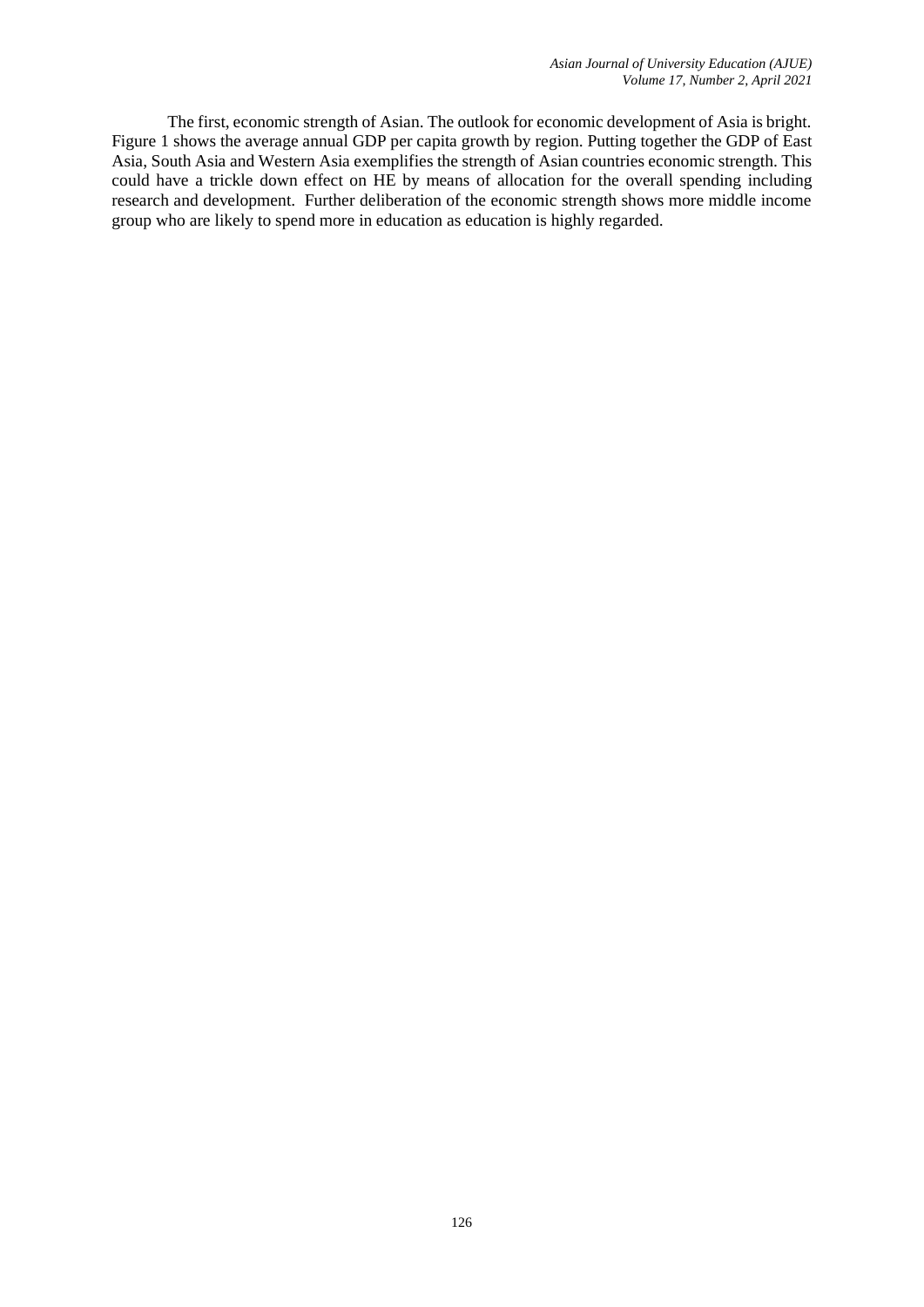The first, economic strength of Asian. The outlook for economic development of Asia is bright. Figure 1 shows the average annual GDP per capita growth by region. Putting together the GDP of East Asia, South Asia and Western Asia exemplifies the strength of Asian countries economic strength. This could have a trickle down effect on HE by means of allocation for the overall spending including research and development. Further deliberation of the economic strength shows more middle income group who are likely to spend more in education as education is highly regarded.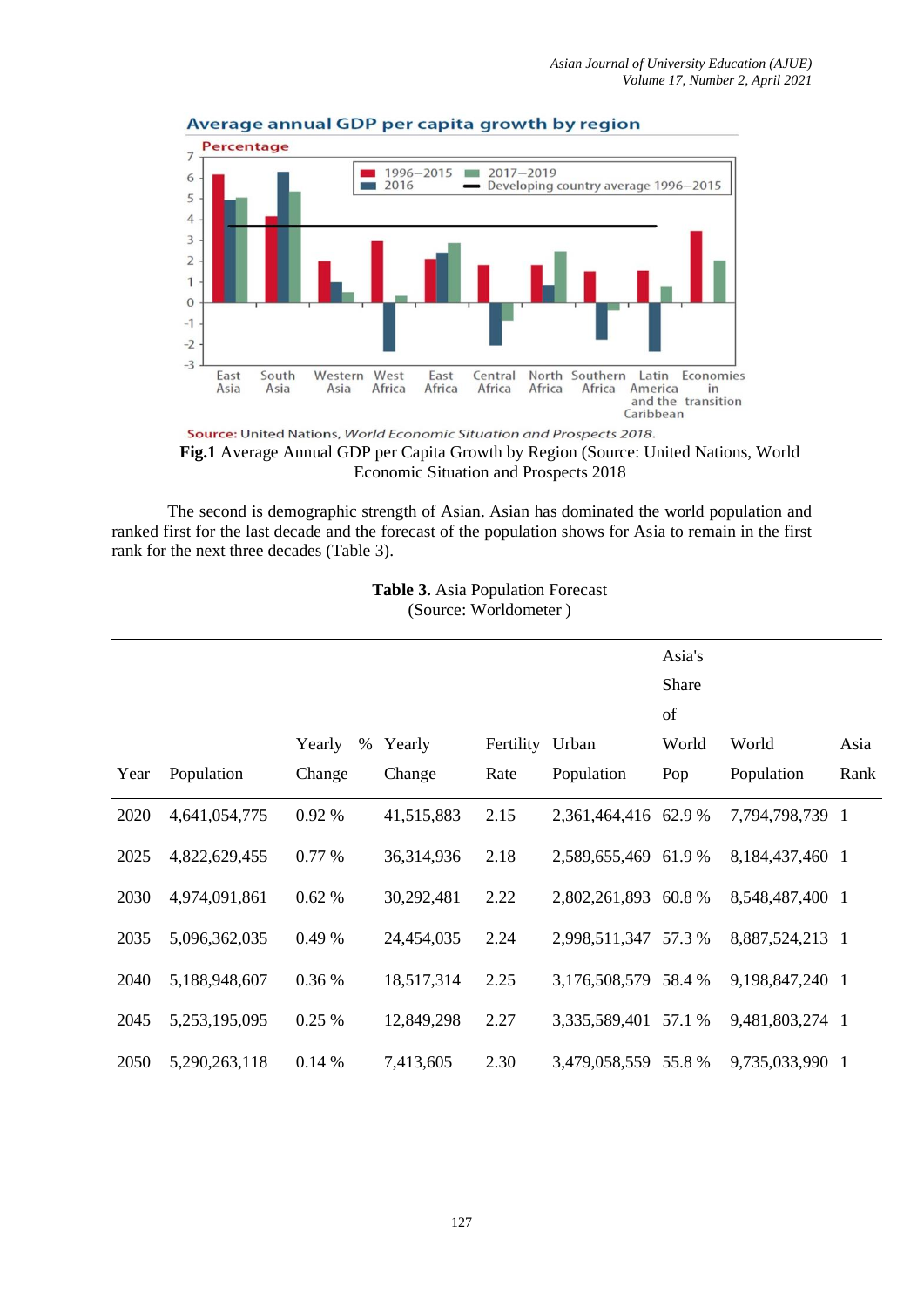**Fig.1** Average Annual GDP per Capita Growth by Region (Source: United Nations, World Economic Situation and Prospects 2018

The second is demographic strength of Asian. Asian has dominated the world population and ranked first for the last decade and the forecast of the population shows for Asia to remain in the first rank for the next three decades (Table 3).

**Table 3.** Asia Population Forecast
(Source: Worldometer )

| Year | Population | Yearly % Change | Yearly Change | Fertility Rate | Urban Population | Asia's Share of World Pop | World Population | Asia Rank |
|---|---|---|---|---|---|---|---|---|
| 2020 | 4,641,054,775 | 0.92 % | 41,515,883 | 2.15 | 2,361,464,416 | 62.9 % | 7,794,798,739 | 1 |
| 2025 | 4,822,629,455 | 0.77 % | 36,314,936 | 2.18 | 2,589,655,469 | 61.9 % | 8,184,437,460 | 1 |
| 2030 | 4,974,091,861 | 0.62 % | 30,292,481 | 2.22 | 2,802,261,893 | 60.8 % | 8,548,487,400 | 1 |
| 2035 | 5,096,362,035 | 0.49 % | 24,454,035 | 2.24 | 2,998,511,347 | 57.3 % | 8,887,524,213 | 1 |
| 2040 | 5,188,948,607 | 0.36 % | 18,517,314 | 2.25 | 3,176,508,579 | 58.4 % | 9,198,847,240 | 1 |
| 2045 | 5,253,195,095 | 0.25 % | 12,849,298 | 2.27 | 3,335,589,401 | 57.1 % | 9,481,803,274 | 1 |
| 2050 | 5,290,263,118 | 0.14 % | 7,413,605 | 2.30 | 3,479,058,559 | 55.8 % | 9,735,033,990 | 1 |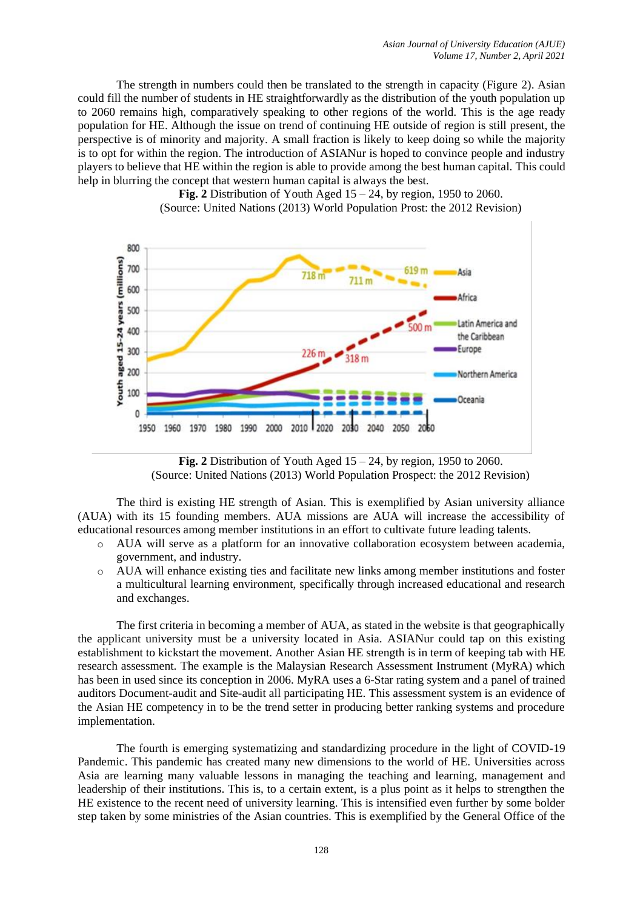The strength in numbers could then be translated to the strength in capacity (Figure 2). Asian could fill the number of students in HE straightforwardly as the distribution of the youth population up to 2060 remains high, comparatively speaking to other regions of the world. This is the age ready population for HE. Although the issue on trend of continuing HE outside of region is still present, the perspective is of minority and majority. A small fraction is likely to keep doing so while the majority is to opt for within the region. The introduction of ASIANur is hoped to convince people and industry players to believe that HE within the region is able to provide among the best human capital. This could help in blurring the concept that western human capital is always the best.

**Fig. 2** Distribution of Youth Aged 15 – 24, by region, 1950 to 2060.
(Source: United Nations (2013) World Population Prost: the 2012 Revision)

**Fig. 2** Distribution of Youth Aged 15 – 24, by region, 1950 to 2060.
(Source: United Nations (2013) World Population Prospect: the 2012 Revision)

The third is existing HE strength of Asian. This is exemplified by Asian university alliance (AUA) with its 15 founding members. AUA missions are AUA will increase the accessibility of educational resources among member institutions in an effort to cultivate future leading talents.

- AUA will serve as a platform for an innovative collaboration ecosystem between academia, government, and industry.
- AUA will enhance existing ties and facilitate new links among member institutions and foster a multicultural learning environment, specifically through increased educational and research and exchanges.

The first criteria in becoming a member of AUA, as stated in the website is that geographically the applicant university must be a university located in Asia. ASIANur could tap on this existing establishment to kickstart the movement. Another Asian HE strength is in term of keeping tab with HE research assessment. The example is the Malaysian Research Assessment Instrument (MyRA) which has been in used since its conception in 2006. MyRA uses a 6-Star rating system and a panel of trained auditors Document-audit and Site-audit all participating HE. This assessment system is an evidence of the Asian HE competency in to be the trend setter in producing better ranking systems and procedure implementation.

The fourth is emerging systematizing and standardizing procedure in the light of COVID-19 Pandemic. This pandemic has created many new dimensions to the world of HE. Universities across Asia are learning many valuable lessons in managing the teaching and learning, management and leadership of their institutions. This is, to a certain extent, is a plus point as it helps to strengthen the HE existence to the recent need of university learning. This is intensified even further by some bolder step taken by some ministries of the Asian countries. This is exemplified by the General Office of the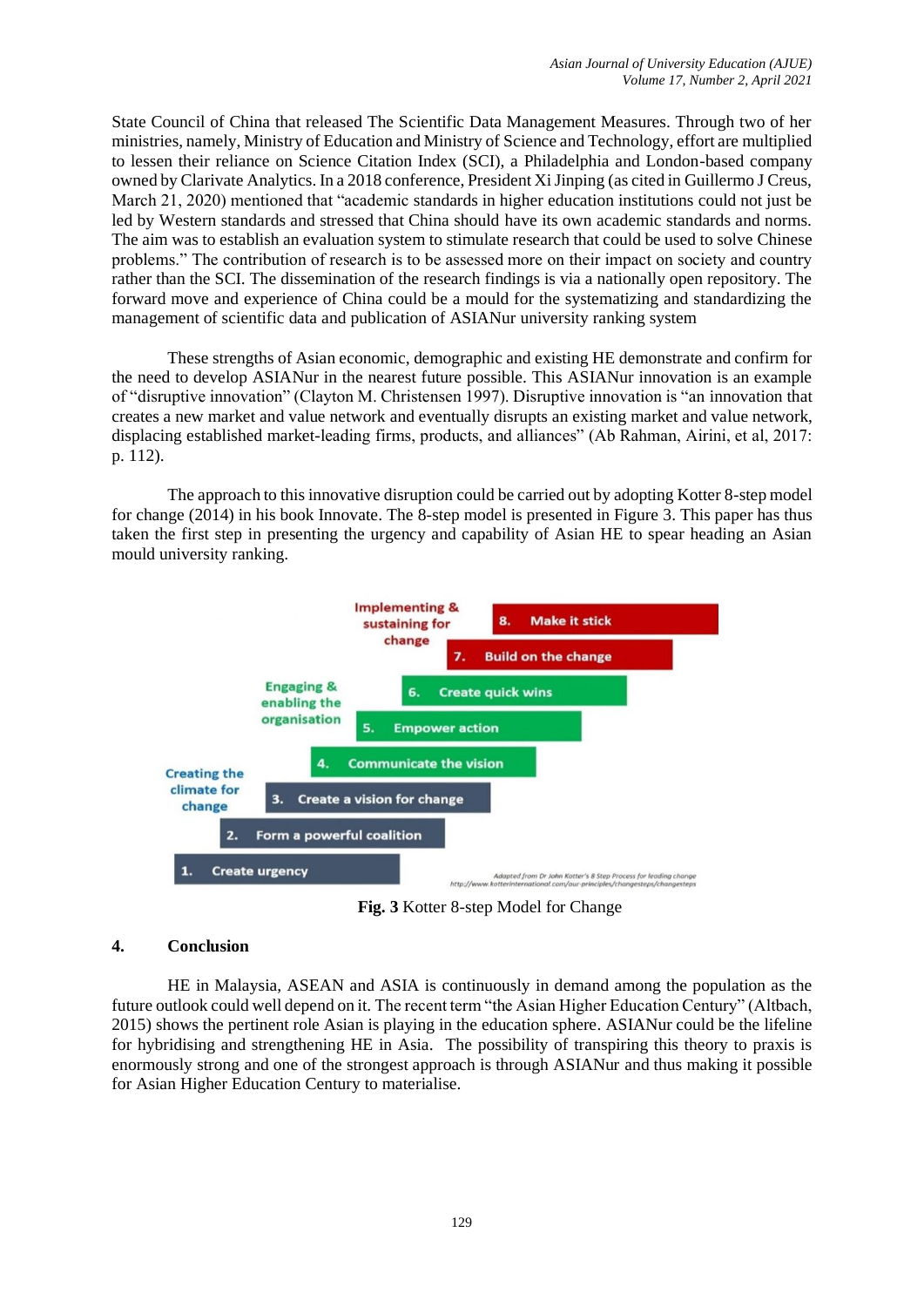State Council of China that released The Scientific Data Management Measures. Through two of her ministries, namely, Ministry of Education and Ministry of Science and Technology, effort are multiplied to lessen their reliance on Science Citation Index (SCI), a Philadelphia and London-based company owned by Clarivate Analytics. In a 2018 conference, President Xi Jinping (as cited in Guillermo J Creus, March 21, 2020) mentioned that "academic standards in higher education institutions could not just be led by Western standards and stressed that China should have its own academic standards and norms. The aim was to establish an evaluation system to stimulate research that could be used to solve Chinese problems." The contribution of research is to be assessed more on their impact on society and country rather than the SCI. The dissemination of the research findings is via a nationally open repository. The forward move and experience of China could be a mould for the systematizing and standardizing the management of scientific data and publication of ASIANur university ranking system

These strengths of Asian economic, demographic and existing HE demonstrate and confirm for the need to develop ASIANur in the nearest future possible. This ASIANur innovation is an example of "disruptive innovation" (Clayton M. Christensen 1997). Disruptive innovation is "an innovation that creates a new market and value network and eventually disrupts an existing market and value network, displacing established market-leading firms, products, and alliances" (Ab Rahman, Airini, et al, 2017: p. 112).

The approach to this innovative disruption could be carried out by adopting Kotter 8-step model for change (2014) in his book Innovate. The 8-step model is presented in Figure 3. This paper has thus taken the first step in presenting the urgency and capability of Asian HE to spear heading an Asian mould university ranking.

Implementing & sustaining for change

8. Make it stick

7. Build on the change

Engaging & enabling the organisation

6. Create quick wins

5. Empower action

Creating the climate for change

4. Communicate the vision

3. Create a vision for change

2. Form a powerful coalition

1. Create urgency

Adapted from Dr John Kotter's 8 Step Process for leading change http://www.kotterinternational.com/our-principles/changesteps/changesteps

**Fig. 3** Kotter 8-step Model for Change

## 4. Conclusion

HE in Malaysia, ASEAN and ASIA is continuously in demand among the population as the future outlook could well depend on it. The recent term "the Asian Higher Education Century" (Altbach, 2015) shows the pertinent role Asian is playing in the education sphere. ASIANur could be the lifeline for hybridising and strengthening HE in Asia. The possibility of transpiring this theory to praxis is enormously strong and one of the strongest approach is through ASIANur and thus making it possible for Asian Higher Education Century to materialise.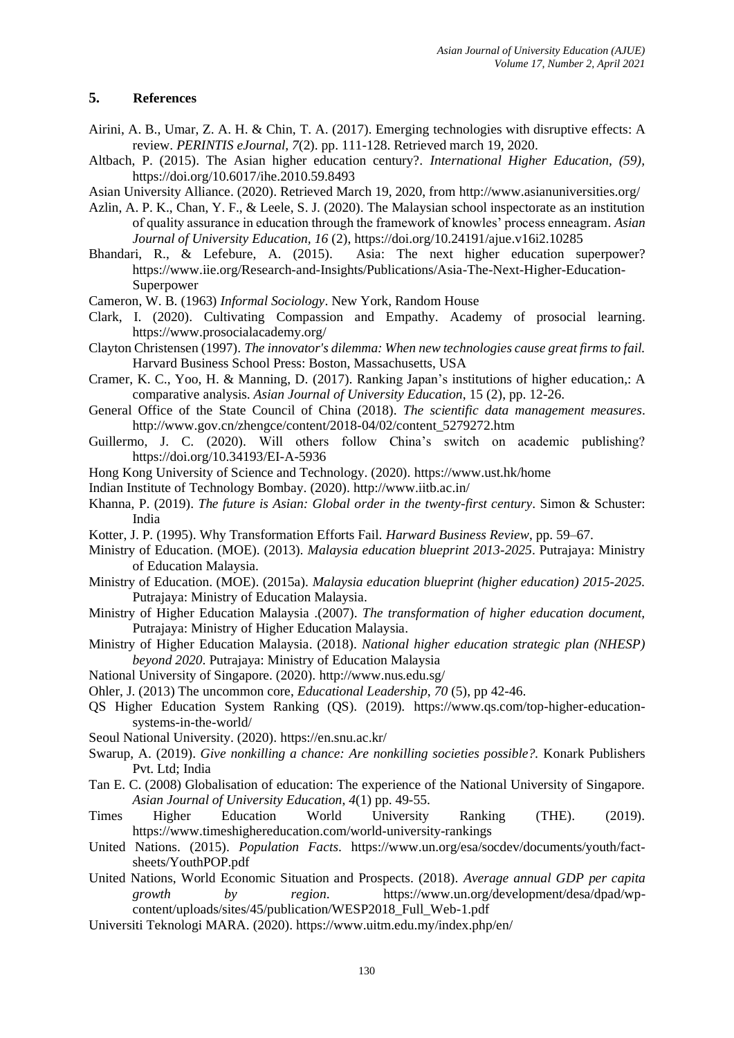## 5. References

Airini, A. B., Umar, Z. A. H. & Chin, T. A. (2017). Emerging technologies with disruptive effects: A review. *PERINTIS eJournal, 7*(2). pp. 111-128. Retrieved march 19, 2020.

Altbach, P. (2015). The Asian higher education century?. *International Higher Education, (59),* https://doi.org/10.6017/ihe.2010.59.8493

Asian University Alliance. (2020). Retrieved March 19, 2020, from http://www.asianuniversities.org/

Azlin, A. P. K., Chan, Y. F., & Leele, S. J. (2020). The Malaysian school inspectorate as an institution of quality assurance in education through the framework of knowles' process enneagram. *Asian Journal of University Education, 16* (2), https://doi.org/10.24191/ajue.v16i2.10285

Bhandari, R., & Lefebure, A. (2015). Asia: The next higher education superpower? https://www.iie.org/Research-and-Insights/Publications/Asia-The-Next-Higher-Education-Superpower

Cameron, W. B. (1963) *Informal Sociology*. New York, Random House

Clark, I. (2020). Cultivating Compassion and Empathy. Academy of prosocial learning. https://www.prosocialacademy.org/

Clayton Christensen (1997). *The innovator's dilemma: When new technologies cause great firms to fail.* Harvard Business School Press: Boston, Massachusetts, USA

Cramer, K. C., Yoo, H. & Manning, D. (2017). Ranking Japan's institutions of higher education,: A comparative analysis. *Asian Journal of University Education*, 15 (2), pp. 12-26.

General Office of the State Council of China (2018). *The scientific data management measures*. http://www.gov.cn/zhengce/content/2018-04/02/content_5279272.htm

Guillermo, J. C. (2020). Will others follow China's switch on academic publishing? https://doi.org/10.34193/EI-A-5936

Hong Kong University of Science and Technology. (2020). https://www.ust.hk/home

Indian Institute of Technology Bombay. (2020). http://www.iitb.ac.in/

Khanna, P. (2019). *The future is Asian: Global order in the twenty-first century*. Simon & Schuster: India

Kotter, J. P. (1995). Why Transformation Efforts Fail. *Harward Business Review*, pp. 59–67.

Ministry of Education. (MOE). (2013). *Malaysia education blueprint 2013-2025*. Putrajaya: Ministry of Education Malaysia.

Ministry of Education. (MOE). (2015a). *Malaysia education blueprint (higher education) 2015-2025.* Putrajaya: Ministry of Education Malaysia.

Ministry of Higher Education Malaysia .(2007). *The transformation of higher education document,* Putrajaya: Ministry of Higher Education Malaysia.

Ministry of Higher Education Malaysia. (2018). *National higher education strategic plan (NHESP) beyond 2020*. Putrajaya: Ministry of Education Malaysia

National University of Singapore. (2020). http://www.nus.edu.sg/

Ohler, J. (2013) The uncommon core, *Educational Leadership*, *70* (5), pp 42-46.

QS Higher Education System Ranking (QS). (2019). https://www.qs.com/top-higher-education-systems-in-the-world/

Seoul National University. (2020). https://en.snu.ac.kr/

Swarup, A. (2019). *Give nonkilling a chance: Are nonkilling societies possible?.* Konark Publishers Pvt. Ltd; India

Tan E. C. (2008) Globalisation of education: The experience of the National University of Singapore. *Asian Journal of University Education*, *4*(1) pp. 49-55.

Times Higher Education World University Ranking (THE). (2019). https://www.timeshighereducation.com/world-university-rankings

United Nations. (2015). *Population Facts*. https://www.un.org/esa/socdev/documents/youth/fact-sheets/YouthPOP.pdf

United Nations, World Economic Situation and Prospects. (2018). *Average annual GDP per capita growth by region*. https://www.un.org/development/desa/dpad/wp-content/uploads/sites/45/publication/WESP2018_Full_Web-1.pdf

Universiti Teknologi MARA. (2020). https://www.uitm.edu.my/index.php/en/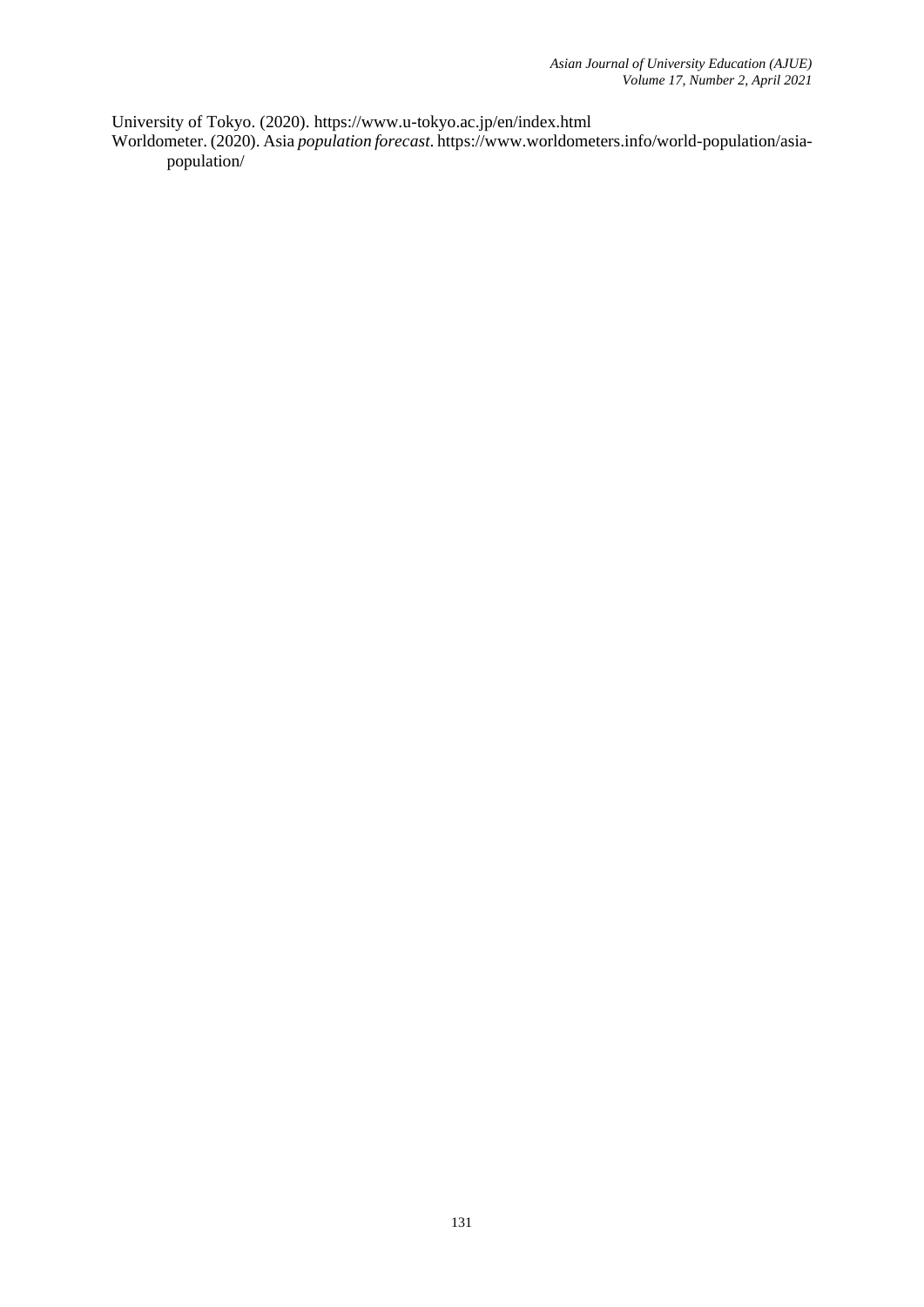University of Tokyo. (2020). https://www.u-tokyo.ac.jp/en/index.html

Worldometer. (2020). Asia *population forecast*. https://www.worldometers.info/world-population/asia-population/